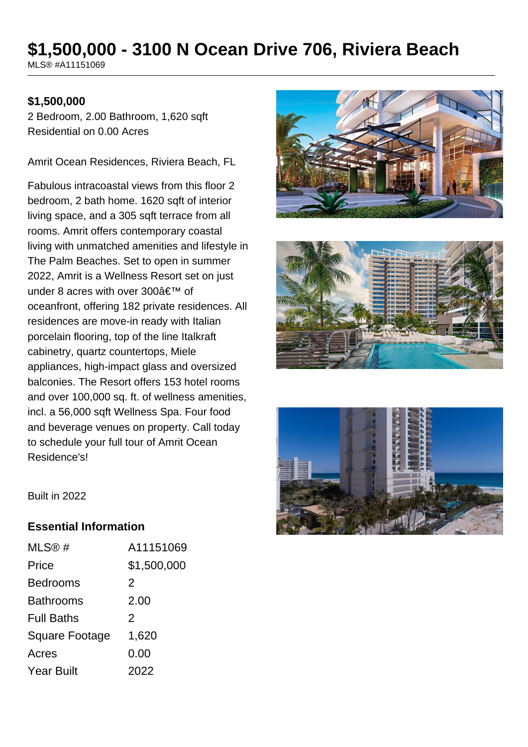# $1,500,000 - 3100 N Ocean Drive 706, Riviera Beach

MLS® #A11151069

**$1,500,000**

2 Bedroom, 2.00 Bathroom, 1,620 sqft
Residential on 0.00 Acres

Amrit Ocean Residences, Riviera Beach, FL

Fabulous intracoastal views from this floor 2 bedroom, 2 bath home. 1620 sqft of interior living space, and a 305 sqft terrace from all rooms. Amrit offers contemporary coastal living with unmatched amenities and lifestyle in The Palm Beaches. Set to open in summer 2022, Amrit is a Wellness Resort set on just under 8 acres with over 300â€™ of oceanfront, offering 182 private residences. All residences are move-in ready with Italian porcelain flooring, top of the line Italkraft cabinetry, quartz countertops, Miele appliances, high-impact glass and oversized balconies. The Resort offers 153 hotel rooms and over 100,000 sq. ft. of wellness amenities, incl. a 56,000 sqft Wellness Spa. Four food and beverage venues on property. Call today to schedule your full tour of Amrit Ocean Residence's!

Built in 2022

## Essential Information

| | |
|---|---|
| MLS® # | A11151069 |
| Price | $1,500,000 |
| Bedrooms | 2 |
| Bathrooms | 2.00 |
| Full Baths | 2 |
| Square Footage | 1,620 |
| Acres | 0.00 |
| Year Built | 2022 |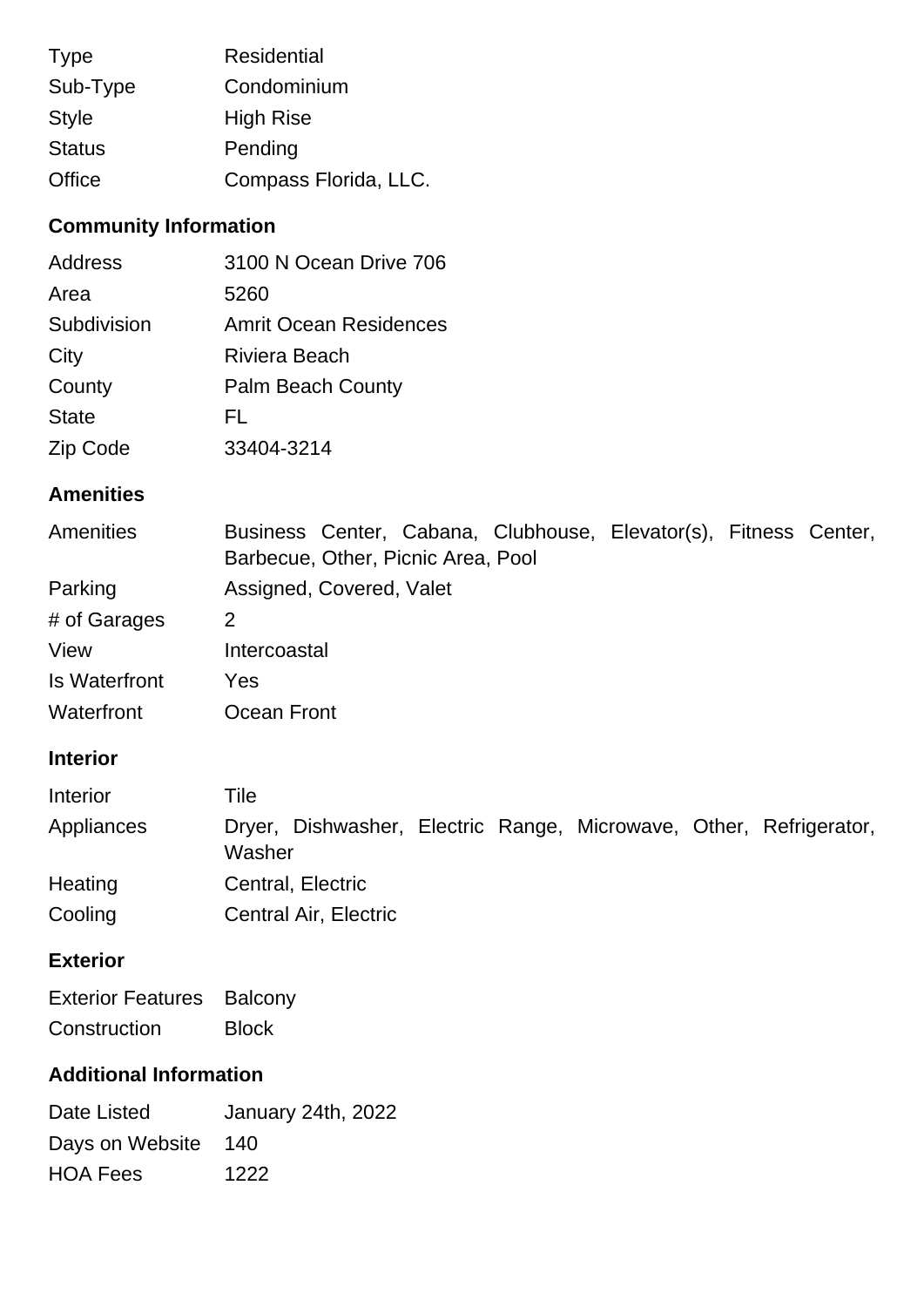| | |
|---|---|
| Type | Residential |
| Sub-Type | Condominium |
| Style | High Rise |
| Status | Pending |
| Office | Compass Florida, LLC. |

## Community Information

| | |
|---|---|
| Address | 3100 N Ocean Drive 706 |
| Area | 5260 |
| Subdivision | Amrit Ocean Residences |
| City | Riviera Beach |
| County | Palm Beach County |
| State | FL |
| Zip Code | 33404-3214 |

## Amenities

| | |
|---|---|
| Amenities | Business Center, Cabana, Clubhouse, Elevator(s), Fitness Center, Barbecue, Other, Picnic Area, Pool |
| Parking | Assigned, Covered, Valet |
| # of Garages | 2 |
| View | Intercoastal |
| Is Waterfront | Yes |
| Waterfront | Ocean Front |

## Interior

| | |
|---|---|
| Interior | Tile |
| Appliances | Dryer, Dishwasher, Electric Range, Microwave, Other, Refrigerator, Washer |
| Heating | Central, Electric |
| Cooling | Central Air, Electric |

## Exterior

| | |
|---|---|
| Exterior Features | Balcony |
| Construction | Block |

## Additional Information

| | |
|---|---|
| Date Listed | January 24th, 2022 |
| Days on Website | 140 |
| HOA Fees | 1222 |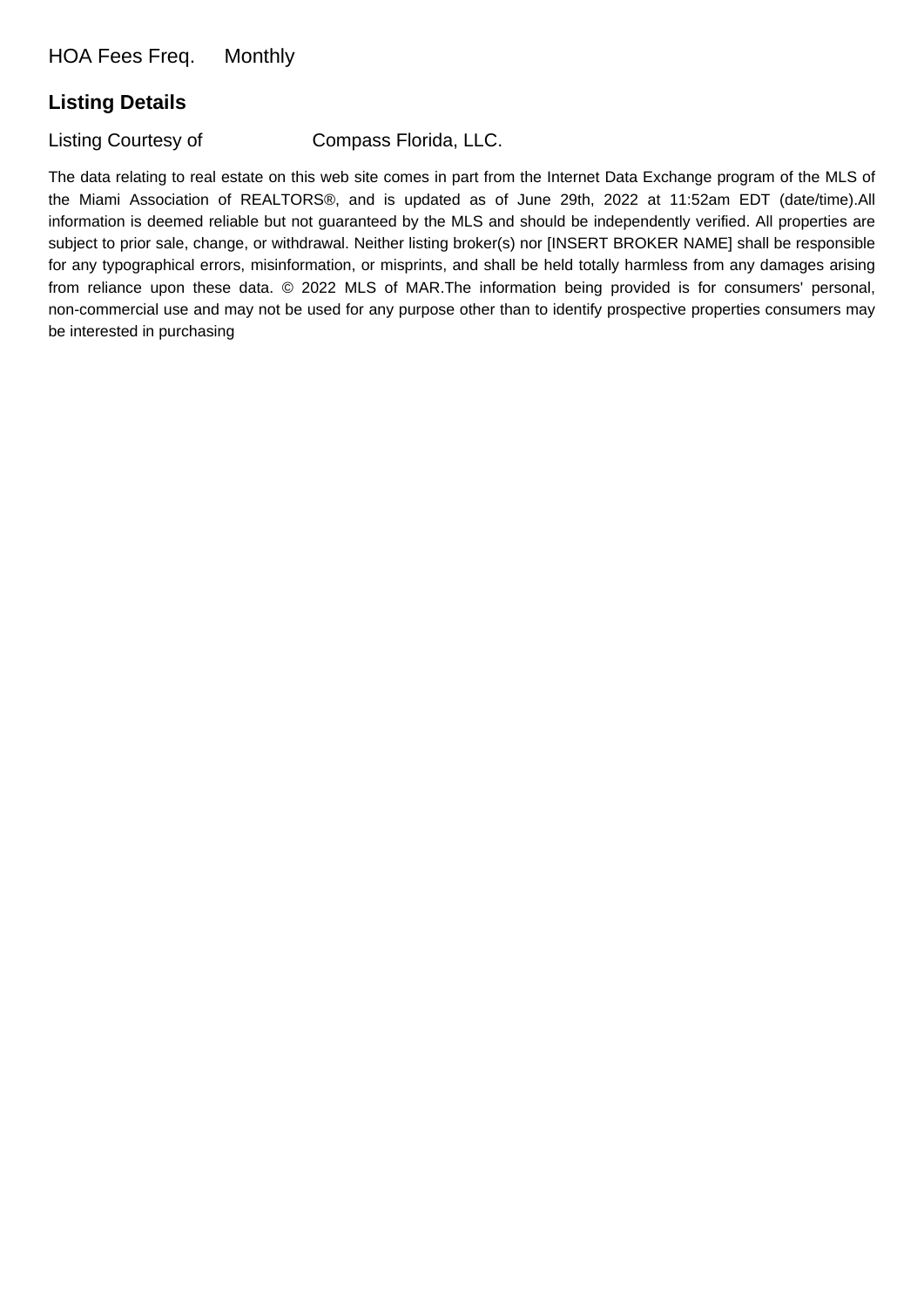| | |
|---|---|
| HOA Fees Freq. | Monthly |

## Listing Details

| | |
|---|---|
| Listing Courtesy of | Compass Florida, LLC. |

The data relating to real estate on this web site comes in part from the Internet Data Exchange program of the MLS of the Miami Association of REALTORS®, and is updated as of June 29th, 2022 at 11:52am EDT (date/time).All information is deemed reliable but not guaranteed by the MLS and should be independently verified. All properties are subject to prior sale, change, or withdrawal. Neither listing broker(s) nor [INSERT BROKER NAME] shall be responsible for any typographical errors, misinformation, or misprints, and shall be held totally harmless from any damages arising from reliance upon these data. © 2022 MLS of MAR.The information being provided is for consumers' personal, non-commercial use and may not be used for any purpose other than to identify prospective properties consumers may be interested in purchasing